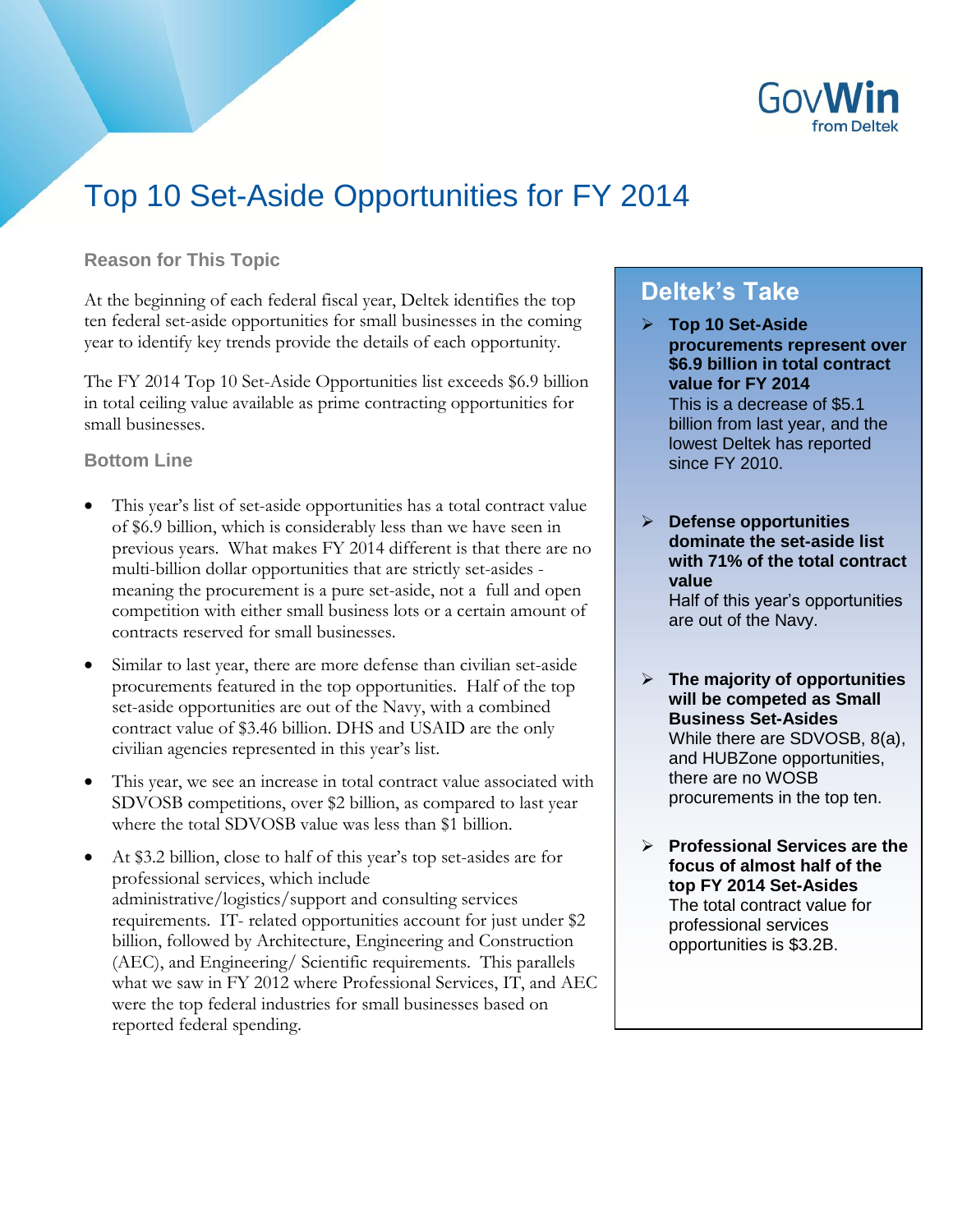# Top 10 Set-Aside Opportunities for FY 2014

## Reason for This Topic

At the beginning of each federal fiscal year, Deltek identifies the top ten federal set-aside opportunities for small businesses in the coming year to identify key trends provide the details of each opportunity.

The FY 2014 Top 10 Set-Aside Opportunities list exceeds $6.9 billion in total ceiling value available as prime contracting opportunities for small businesses.

## Bottom Line

- This year's list of set-aside opportunities has a total contract value of $6.9 billion, which is considerably less than we have seen in previous years. What makes FY 2014 different is that there are no multi-billion dollar opportunities that are strictly set-asides - meaning the procurement is a pure set-aside, not a full and open competition with either small business lots or a certain amount of contracts reserved for small businesses.
- Similar to last year, there are more defense than civilian set-aside procurements featured in the top opportunities. Half of the top set-aside opportunities are out of the Navy, with a combined contract value of $3.46 billion. DHS and USAID are the only civilian agencies represented in this year's list.
- This year, we see an increase in total contract value associated with SDVOSB competitions, over $2 billion, as compared to last year where the total SDVOSB value was less than $1 billion.
- At $3.2 billion, close to half of this year's top set-asides are for professional services, which include administrative/logistics/support and consulting services requirements. IT- related opportunities account for just under $2 billion, followed by Architecture, Engineering and Construction (AEC), and Engineering/ Scientific requirements. This parallels what we saw in FY 2012 where Professional Services, IT, and AEC were the top federal industries for small businesses based on reported federal spending.

## Deltek's Take

- **Top 10 Set-Aside procurements represent over $6.9 billion in total contract value for FY 2014**
  This is a decrease of $5.1 billion from last year, and the lowest Deltek has reported since FY 2010.
- **Defense opportunities dominate the set-aside list with 71% of the total contract value**
  Half of this year's opportunities are out of the Navy.
- **The majority of opportunities will be competed as Small Business Set-Asides**
  While there are SDVOSB, 8(a), and HUBZone opportunities, there are no WOSB procurements in the top ten.
- **Professional Services are the focus of almost half of the top FY 2014 Set-Asides**
  The total contract value for professional services opportunities is $3.2B.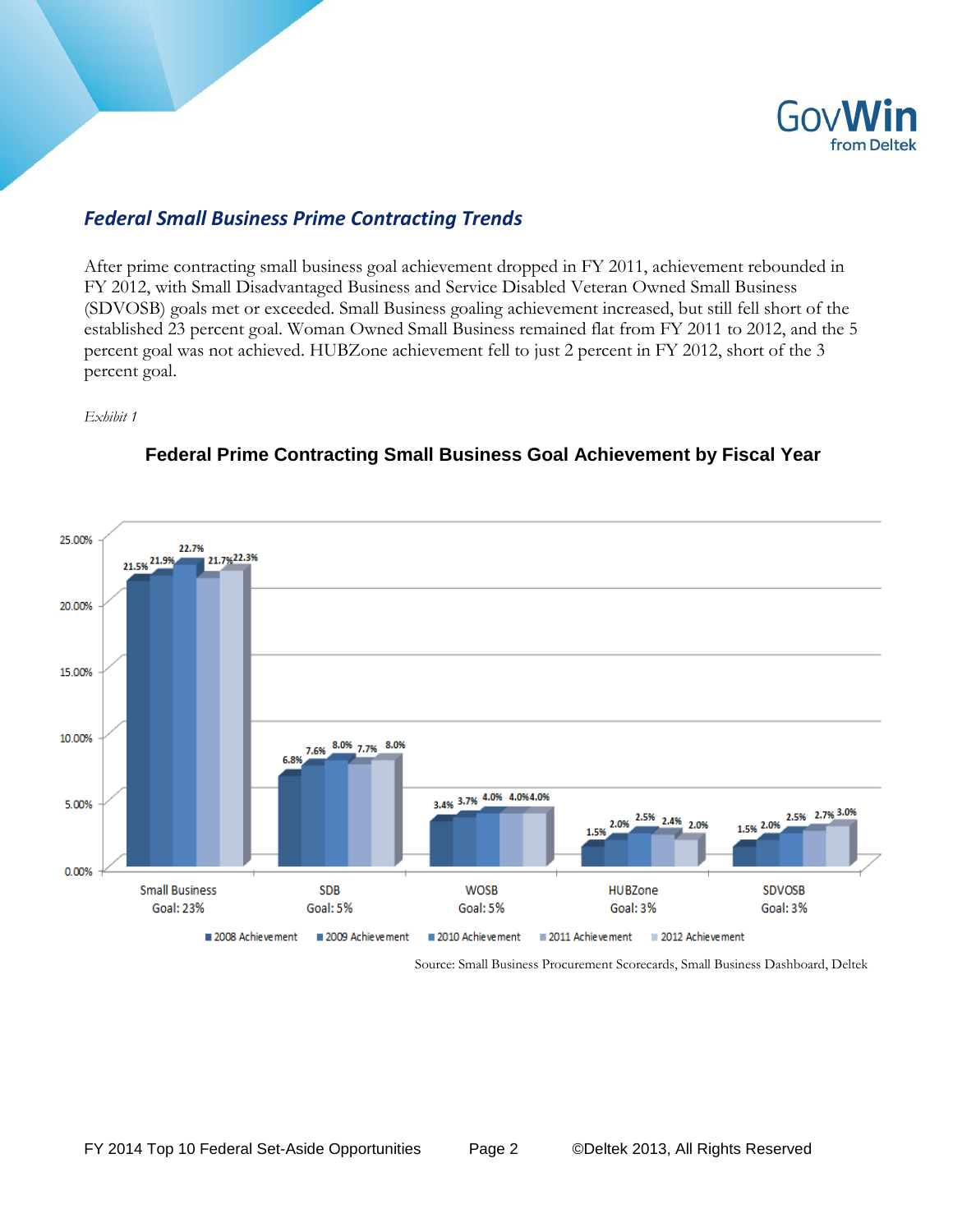## *Federal Small Business Prime Contracting Trends*

After prime contracting small business goal achievement dropped in FY 2011, achievement rebounded in FY 2012, with Small Disadvantaged Business and Service Disabled Veteran Owned Small Business (SDVOSB) goals met or exceeded. Small Business goaling achievement increased, but still fell short of the established 23 percent goal. Woman Owned Small Business remained flat from FY 2011 to 2012, and the 5 percent goal was not achieved. HUBZone achievement fell to just 2 percent in FY 2012, short of the 3 percent goal.

*Exhibit 1*

**Federal Prime Contracting Small Business Goal Achievement by Fiscal Year**

| | 2008 Achievement | 2009 Achievement | 2010 Achievement | 2011 Achievement | 2012 Achievement |
|---|---|---|---|---|---|
| Small Business Goal: 23% | 21.5% | 21.9% | 22.7% | 21.7% | 22.3% |
| SDB Goal: 5% | 6.8% | 7.6% | 8.0% | 7.7% | 8.0% |
| WOSB Goal: 5% | 3.4% | 3.7% | 4.0% | 4.0% | 4.0% |
| HUBZone Goal: 3% | 1.5% | 2.0% | 2.5% | 2.4% | 2.0% |
| SDVOSB Goal: 3% | 1.5% | 2.0% | 2.5% | 2.7% | 3.0% |

Source: Small Business Procurement Scorecards, Small Business Dashboard, Deltek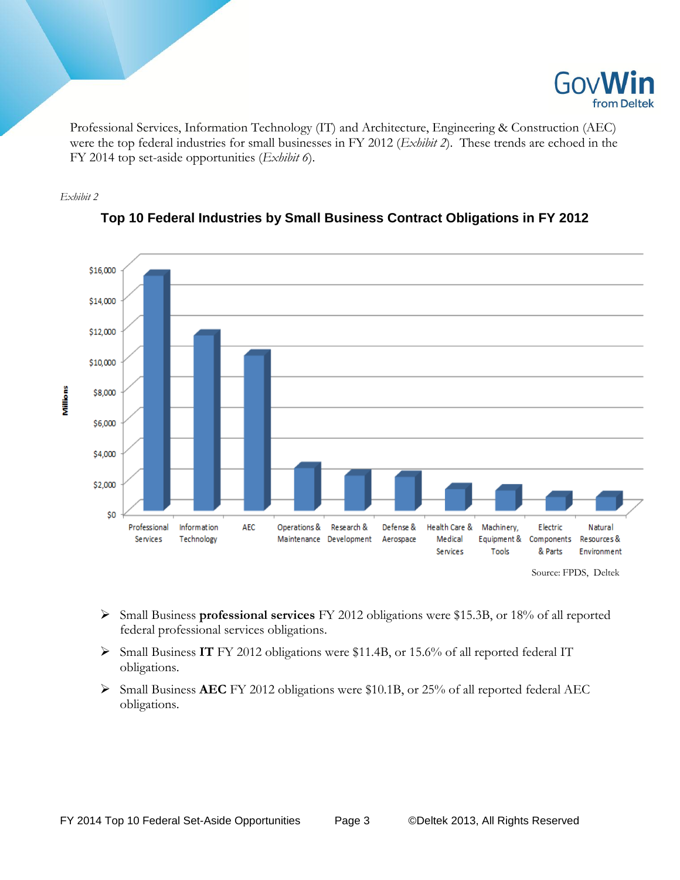Professional Services, Information Technology (IT) and Architecture, Engineering & Construction (AEC) were the top federal industries for small businesses in FY 2012 (*Exhibit 2*). These trends are echoed in the FY 2014 top set-aside opportunities (*Exhibit 6*).

*Exhibit 2*

**Top 10 Federal Industries by Small Business Contract Obligations in FY 2012**

Source: FPDS, Deltek

- Small Business **professional services** FY 2012 obligations were $15.3B, or 18% of all reported federal professional services obligations.
- Small Business **IT** FY 2012 obligations were $11.4B, or 15.6% of all reported federal IT obligations.
- Small Business **AEC** FY 2012 obligations were $10.1B, or 25% of all reported federal AEC obligations.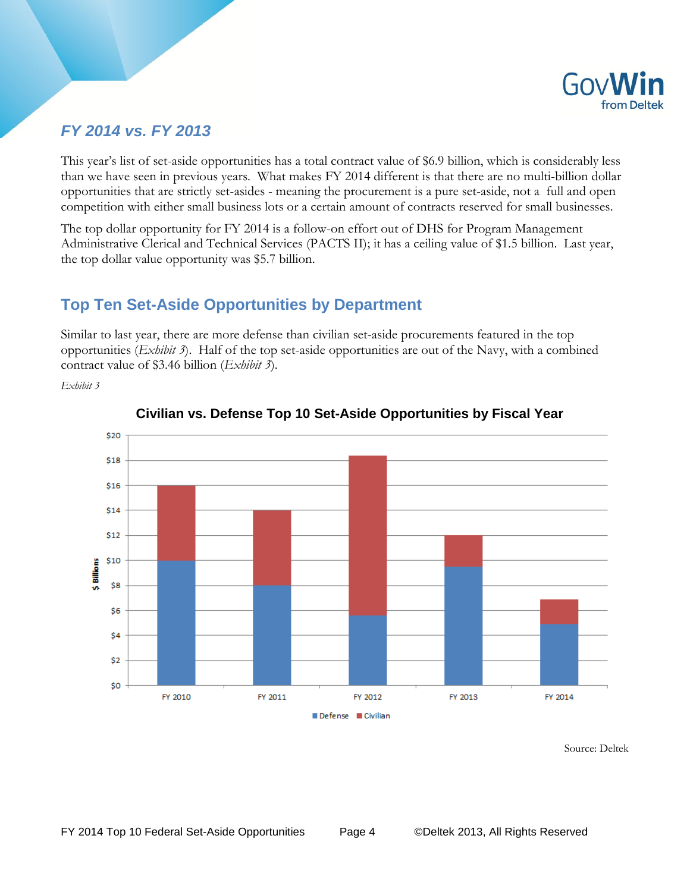## FY 2014 vs. FY 2013

This year's list of set-aside opportunities has a total contract value of $6.9 billion, which is considerably less than we have seen in previous years. What makes FY 2014 different is that there are no multi-billion dollar opportunities that are strictly set-asides - meaning the procurement is a pure set-aside, not a full and open competition with either small business lots or a certain amount of contracts reserved for small businesses.

The top dollar opportunity for FY 2014 is a follow-on effort out of DHS for Program Management Administrative Clerical and Technical Services (PACTS II); it has a ceiling value of $1.5 billion. Last year, the top dollar value opportunity was $5.7 billion.

## Top Ten Set-Aside Opportunities by Department

Similar to last year, there are more defense than civilian set-aside procurements featured in the top opportunities (*Exhibit 3*). Half of the top set-aside opportunities are out of the Navy, with a combined contract value of $3.46 billion (*Exhibit 3*).

*Exhibit 3*

**Civilian vs. Defense Top 10 Set-Aside Opportunities by Fiscal Year**

Source: Deltek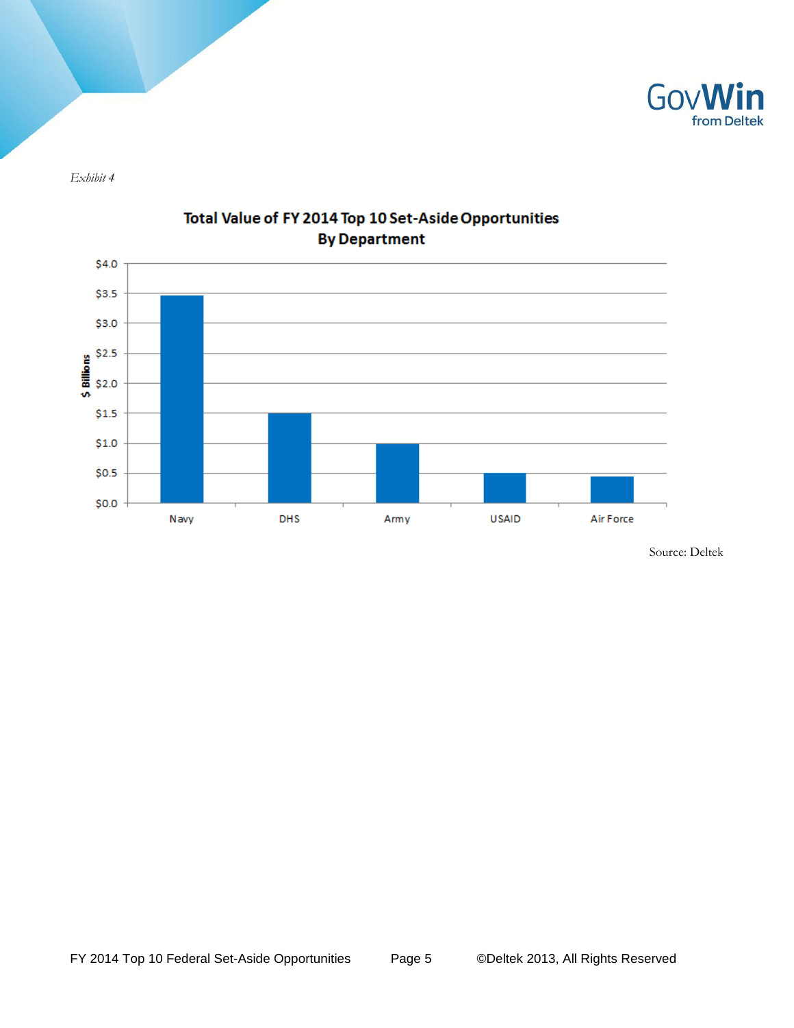*Exhibit 4*

**Total Value of FY 2014 Top 10 Set-Aside Opportunities**
**By Department**

$ Billions

$4.0
$3.5
$3.0
$2.5
$2.0
$1.5
$1.0
$0.5
$0.0

Navy | DHS | Army | USAID | Air Force

Source: Deltek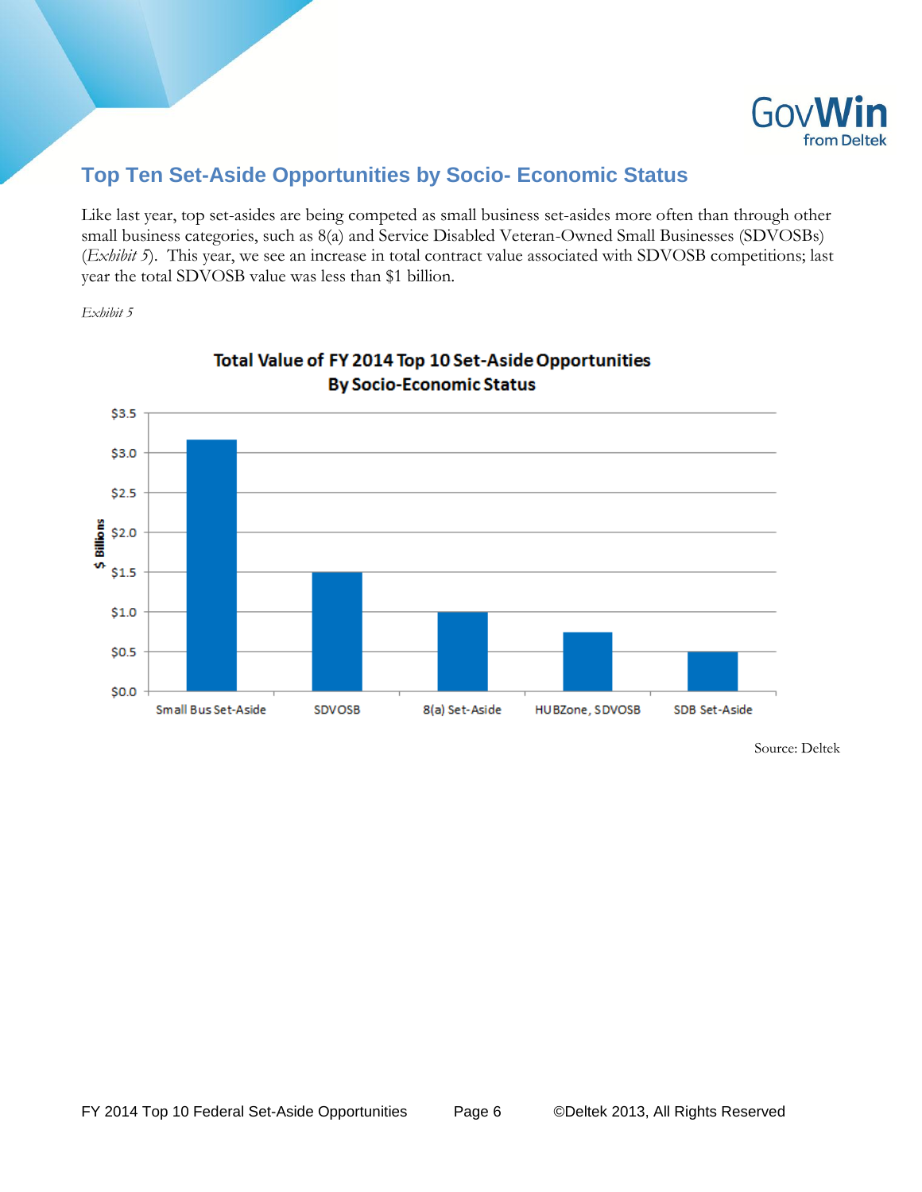## Top Ten Set-Aside Opportunities by Socio- Economic Status

Like last year, top set-asides are being competed as small business set-asides more often than through other small business categories, such as 8(a) and Service Disabled Veteran-Owned Small Businesses (SDVOSBs) (*Exhibit 5*). This year, we see an increase in total contract value associated with SDVOSB competitions; last year the total SDVOSB value was less than $1 billion.

*Exhibit 5*

**Total Value of FY 2014 Top 10 Set-Aside Opportunities By Socio-Economic Status**

$ Billions: $0.0, $0.5, $1.0, $1.5, $2.0, $2.5, $3.0, $3.5

Small Bus Set-Aside | SDVOSB | 8(a) Set-Aside | HUBZone, SDVOSB | SDB Set-Aside

Source: Deltek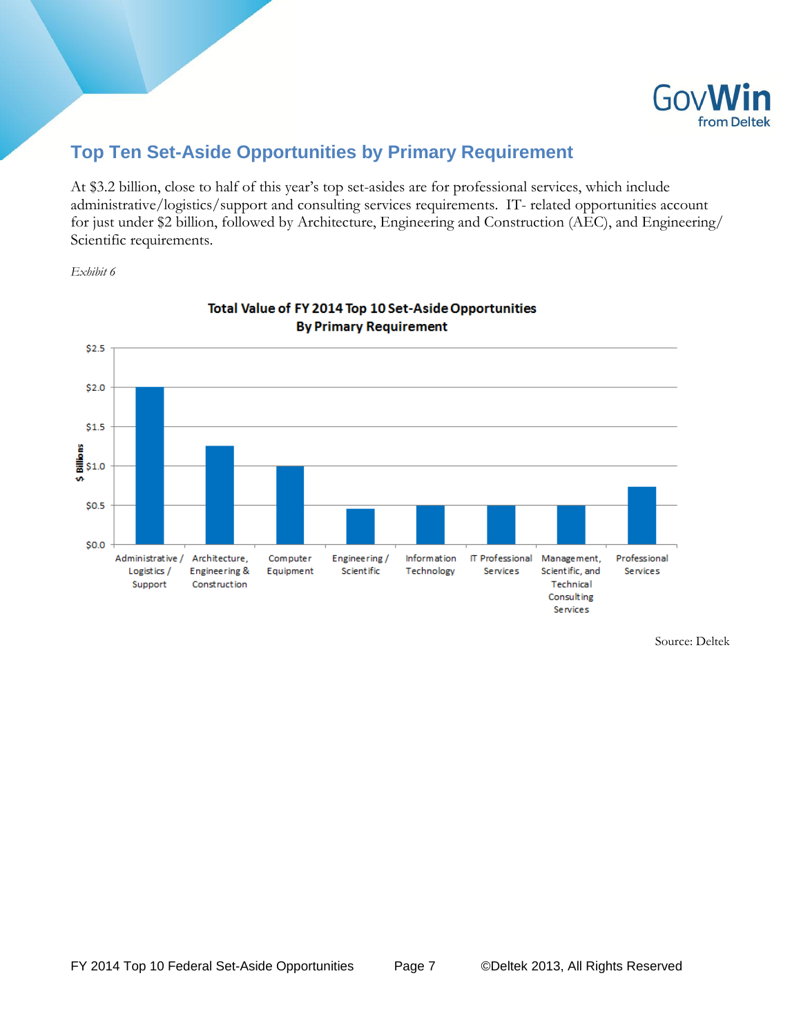## Top Ten Set-Aside Opportunities by Primary Requirement

At $3.2 billion, close to half of this year's top set-asides are for professional services, which include administrative/logistics/support and consulting services requirements. IT- related opportunities account for just under $2 billion, followed by Architecture, Engineering and Construction (AEC), and Engineering/ Scientific requirements.

*Exhibit 6*

**Total Value of FY 2014 Top 10 Set-Aside Opportunities By Primary Requirement**

| Primary Requirement | $ Billions (approx.) |
|---|---|
| Administrative / Logistics / Support | $2.0 |
| Architecture, Engineering & Construction | $1.25 |
| Computer Equipment | $1.0 |
| Engineering / Scientific | $0.45 |
| Information Technology | $0.5 |
| IT Professional Services | $0.5 |
| Management, Scientific, and Technical Consulting Services | $0.5 |
| Professional Services | $0.73 |

Source: Deltek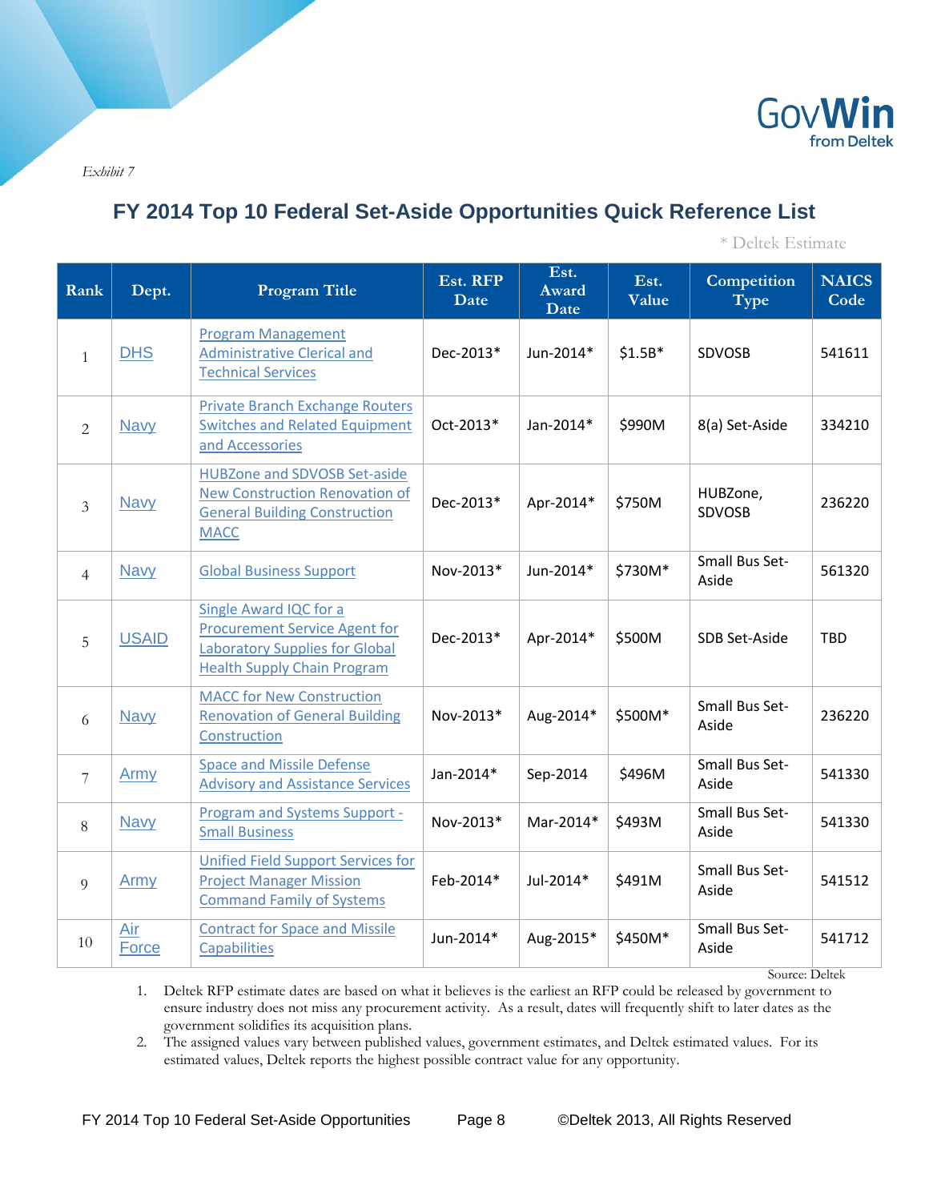*Exhibit 7*

## FY 2014 Top 10 Federal Set-Aside Opportunities Quick Reference List

\* Deltek Estimate

| Rank | Dept. | Program Title | Est. RFP Date | Est. Award Date | Est. Value | Competition Type | NAICS Code |
|---|---|---|---|---|---|---|---|
| 1 | DHS | Program Management Administrative Clerical and Technical Services | Dec-2013* | Jun-2014* | $1.5B* | SDVOSB | 541611 |
| 2 | Navy | Private Branch Exchange Routers Switches and Related Equipment and Accessories | Oct-2013* | Jan-2014* | $990M | 8(a) Set-Aside | 334210 |
| 3 | Navy | HUBZone and SDVOSB Set-aside New Construction Renovation of General Building Construction MACC | Dec-2013* | Apr-2014* | $750M | HUBZone, SDVOSB | 236220 |
| 4 | Navy | Global Business Support | Nov-2013* | Jun-2014* | $730M* | Small Bus Set-Aside | 561320 |
| 5 | USAID | Single Award IQC for a Procurement Service Agent for Laboratory Supplies for Global Health Supply Chain Program | Dec-2013* | Apr-2014* | $500M | SDB Set-Aside | TBD |
| 6 | Navy | MACC for New Construction Renovation of General Building Construction | Nov-2013* | Aug-2014* | $500M* | Small Bus Set-Aside | 236220 |
| 7 | Army | Space and Missile Defense Advisory and Assistance Services | Jan-2014* | Sep-2014 | $496M | Small Bus Set-Aside | 541330 |
| 8 | Navy | Program and Systems Support - Small Business | Nov-2013* | Mar-2014* | $493M | Small Bus Set-Aside | 541330 |
| 9 | Army | Unified Field Support Services for Project Manager Mission Command Family of Systems | Feb-2014* | Jul-2014* | $491M | Small Bus Set-Aside | 541512 |
| 10 | Air Force | Contract for Space and Missile Capabilities | Jun-2014* | Aug-2015* | $450M* | Small Bus Set-Aside | 541712 |

Source: Deltek

1. Deltek RFP estimate dates are based on what it believes is the earliest an RFP could be released by government to ensure industry does not miss any procurement activity. As a result, dates will frequently shift to later dates as the government solidifies its acquisition plans.
2. The assigned values vary between published values, government estimates, and Deltek estimated values. For its estimated values, Deltek reports the highest possible contract value for any opportunity.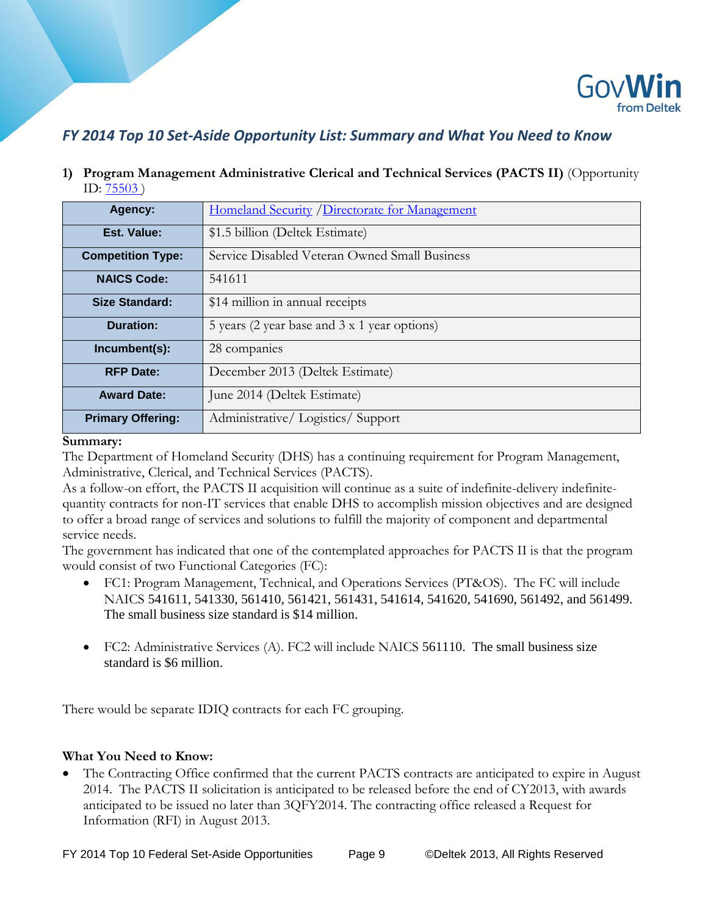## *FY 2014 Top 10 Set-Aside Opportunity List: Summary and What You Need to Know*

**1) Program Management Administrative Clerical and Technical Services (PACTS II)** (Opportunity ID: 75503 )

| **Agency:** | Homeland Security /Directorate for Management |
| --- | --- |
| **Est. Value:** | $1.5 billion (Deltek Estimate) |
| **Competition Type:** | Service Disabled Veteran Owned Small Business |
| **NAICS Code:** | 541611 |
| **Size Standard:** | $14 million in annual receipts |
| **Duration:** | 5 years (2 year base and 3 x 1 year options) |
| **Incumbent(s):** | 28 companies |
| **RFP Date:** | December 2013 (Deltek Estimate) |
| **Award Date:** | June 2014 (Deltek Estimate) |
| **Primary Offering:** | Administrative/ Logistics/ Support |

**Summary:**

The Department of Homeland Security (DHS) has a continuing requirement for Program Management, Administrative, Clerical, and Technical Services (PACTS).

As a follow-on effort, the PACTS II acquisition will continue as a suite of indefinite-delivery indefinite-quantity contracts for non-IT services that enable DHS to accomplish mission objectives and are designed to offer a broad range of services and solutions to fulfill the majority of component and departmental service needs.

The government has indicated that one of the contemplated approaches for PACTS II is that the program would consist of two Functional Categories (FC):

- FC1: Program Management, Technical, and Operations Services (PT&OS). The FC will include NAICS 541611, 541330, 561410, 561421, 561431, 541614, 541620, 541690, 561492, and 561499. The small business size standard is $14 million.
- FC2: Administrative Services (A). FC2 will include NAICS 561110. The small business size standard is $6 million.

There would be separate IDIQ contracts for each FC grouping.

**What You Need to Know:**

- The Contracting Office confirmed that the current PACTS contracts are anticipated to expire in August 2014. The PACTS II solicitation is anticipated to be released before the end of CY2013, with awards anticipated to be issued no later than 3QFY2014. The contracting office released a Request for Information (RFI) in August 2013.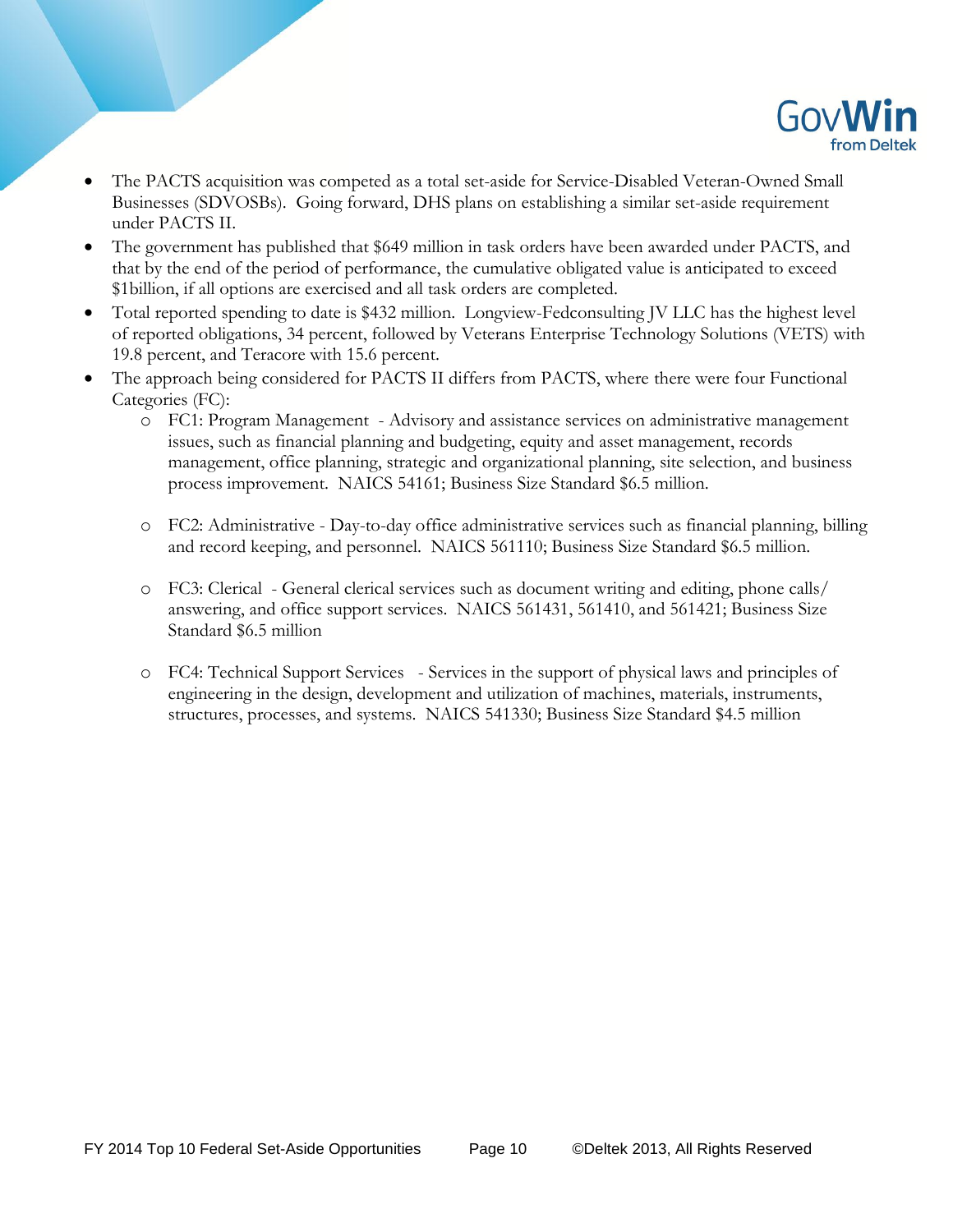- The PACTS acquisition was competed as a total set-aside for Service-Disabled Veteran-Owned Small Businesses (SDVOSBs). Going forward, DHS plans on establishing a similar set-aside requirement under PACTS II.
- The government has published that $649 million in task orders have been awarded under PACTS, and that by the end of the period of performance, the cumulative obligated value is anticipated to exceed $1billion, if all options are exercised and all task orders are completed.
- Total reported spending to date is $432 million. Longview-Fedconsulting JV LLC has the highest level of reported obligations, 34 percent, followed by Veterans Enterprise Technology Solutions (VETS) with 19.8 percent, and Teracore with 15.6 percent.
- The approach being considered for PACTS II differs from PACTS, where there were four Functional Categories (FC):
  - FC1: Program Management - Advisory and assistance services on administrative management issues, such as financial planning and budgeting, equity and asset management, records management, office planning, strategic and organizational planning, site selection, and business process improvement. NAICS 54161; Business Size Standard $6.5 million.

  - FC2: Administrative - Day-to-day office administrative services such as financial planning, billing and record keeping, and personnel. NAICS 561110; Business Size Standard $6.5 million.

  - FC3: Clerical - General clerical services such as document writing and editing, phone calls/ answering, and office support services. NAICS 561431, 561410, and 561421; Business Size Standard $6.5 million

  - FC4: Technical Support Services - Services in the support of physical laws and principles of engineering in the design, development and utilization of machines, materials, instruments, structures, processes, and systems. NAICS 541330; Business Size Standard $4.5 million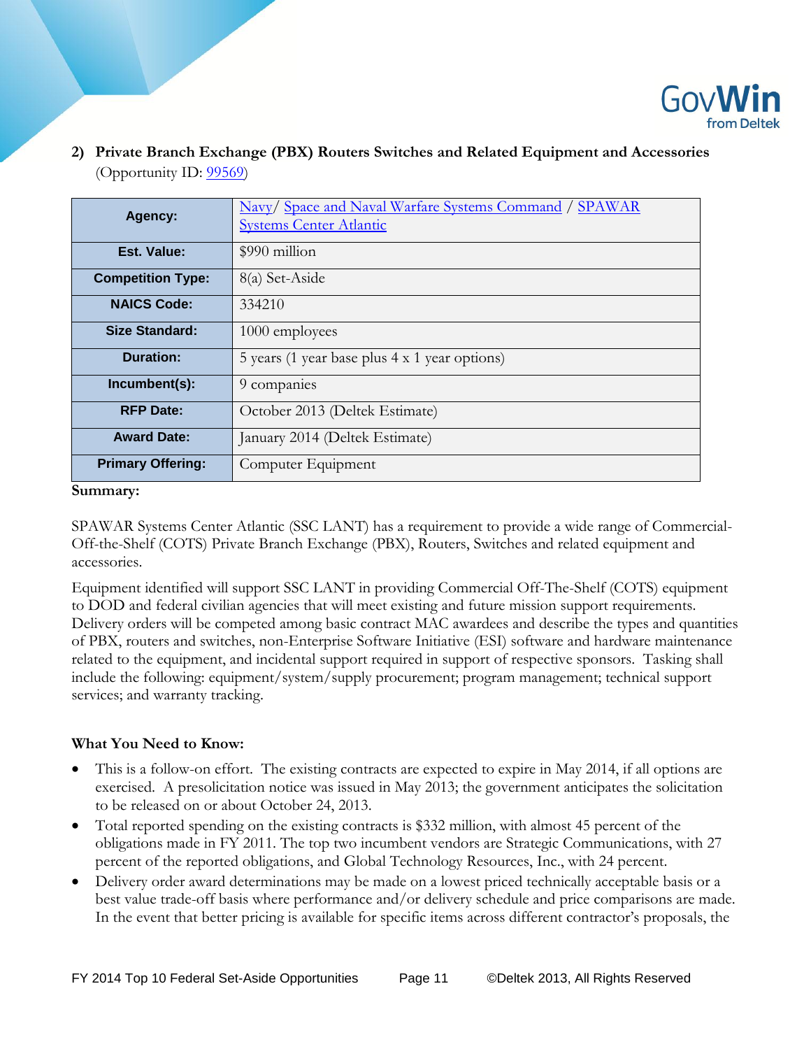**2) Private Branch Exchange (PBX) Routers Switches and Related Equipment and Accessories** (Opportunity ID: 99569)

| | |
|---|---|
| **Agency:** | Navy/ Space and Naval Warfare Systems Command / SPAWAR Systems Center Atlantic |
| **Est. Value:** | $990 million |
| **Competition Type:** | 8(a) Set-Aside |
| **NAICS Code:** | 334210 |
| **Size Standard:** | 1000 employees |
| **Duration:** | 5 years (1 year base plus 4 x 1 year options) |
| **Incumbent(s):** | 9 companies |
| **RFP Date:** | October 2013 (Deltek Estimate) |
| **Award Date:** | January 2014 (Deltek Estimate) |
| **Primary Offering:** | Computer Equipment |

**Summary:**

SPAWAR Systems Center Atlantic (SSC LANT) has a requirement to provide a wide range of Commercial-Off-the-Shelf (COTS) Private Branch Exchange (PBX), Routers, Switches and related equipment and accessories.

Equipment identified will support SSC LANT in providing Commercial Off-The-Shelf (COTS) equipment to DOD and federal civilian agencies that will meet existing and future mission support requirements. Delivery orders will be competed among basic contract MAC awardees and describe the types and quantities of PBX, routers and switches, non-Enterprise Software Initiative (ESI) software and hardware maintenance related to the equipment, and incidental support required in support of respective sponsors. Tasking shall include the following: equipment/system/supply procurement; program management; technical support services; and warranty tracking.

**What You Need to Know:**

- This is a follow-on effort. The existing contracts are expected to expire in May 2014, if all options are exercised. A presolicitation notice was issued in May 2013; the government anticipates the solicitation to be released on or about October 24, 2013.
- Total reported spending on the existing contracts is $332 million, with almost 45 percent of the obligations made in FY 2011. The top two incumbent vendors are Strategic Communications, with 27 percent of the reported obligations, and Global Technology Resources, Inc., with 24 percent.
- Delivery order award determinations may be made on a lowest priced technically acceptable basis or a best value trade-off basis where performance and/or delivery schedule and price comparisons are made. In the event that better pricing is available for specific items across different contractor's proposals, the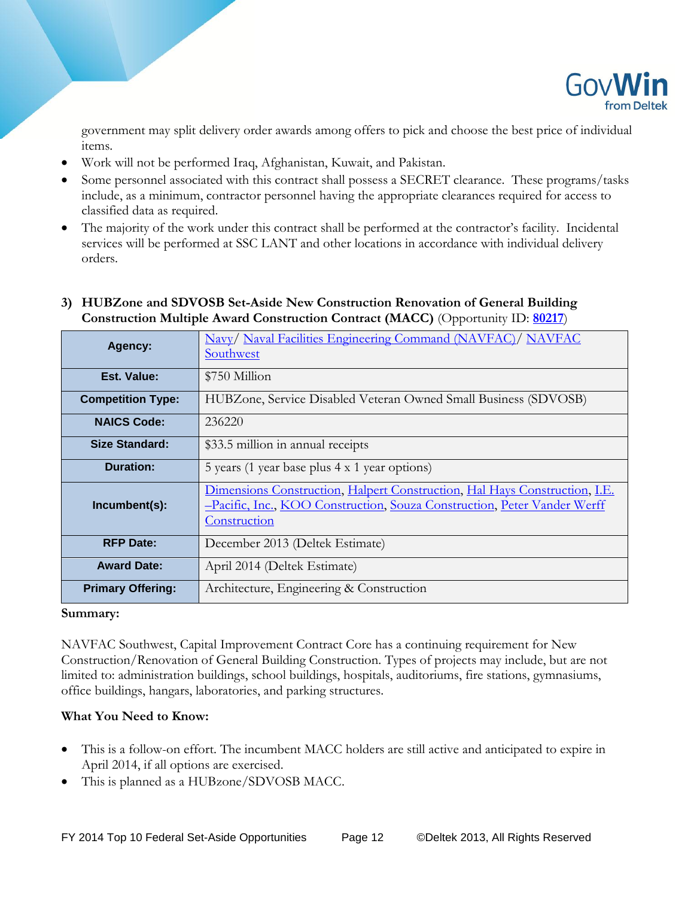government may split delivery order awards among offers to pick and choose the best price of individual items.

- Work will not be performed Iraq, Afghanistan, Kuwait, and Pakistan.
- Some personnel associated with this contract shall possess a SECRET clearance. These programs/tasks include, as a minimum, contractor personnel having the appropriate clearances required for access to classified data as required.
- The majority of the work under this contract shall be performed at the contractor's facility. Incidental services will be performed at SSC LANT and other locations in accordance with individual delivery orders.

### 3) HUBZone and SDVOSB Set-Aside New Construction Renovation of General Building Construction Multiple Award Construction Contract (MACC) (Opportunity ID: 80217)

| | |
|---|---|
| **Agency:** | Navy/ Naval Facilities Engineering Command (NAVFAC)/ NAVFAC Southwest |
| **Est. Value:** | $750 Million |
| **Competition Type:** | HUBZone, Service Disabled Veteran Owned Small Business (SDVOSB) |
| **NAICS Code:** | 236220 |
| **Size Standard:** | $33.5 million in annual receipts |
| **Duration:** | 5 years (1 year base plus 4 x 1 year options) |
| **Incumbent(s):** | Dimensions Construction, Halpert Construction, Hal Hays Construction, I.E. –Pacific, Inc., KOO Construction, Souza Construction, Peter Vander Werff Construction |
| **RFP Date:** | December 2013 (Deltek Estimate) |
| **Award Date:** | April 2014 (Deltek Estimate) |
| **Primary Offering:** | Architecture, Engineering & Construction |

**Summary:**

NAVFAC Southwest, Capital Improvement Contract Core has a continuing requirement for New Construction/Renovation of General Building Construction. Types of projects may include, but are not limited to: administration buildings, school buildings, hospitals, auditoriums, fire stations, gymnasiums, office buildings, hangars, laboratories, and parking structures.

**What You Need to Know:**

- This is a follow-on effort. The incumbent MACC holders are still active and anticipated to expire in April 2014, if all options are exercised.
- This is planned as a HUBzone/SDVOSB MACC.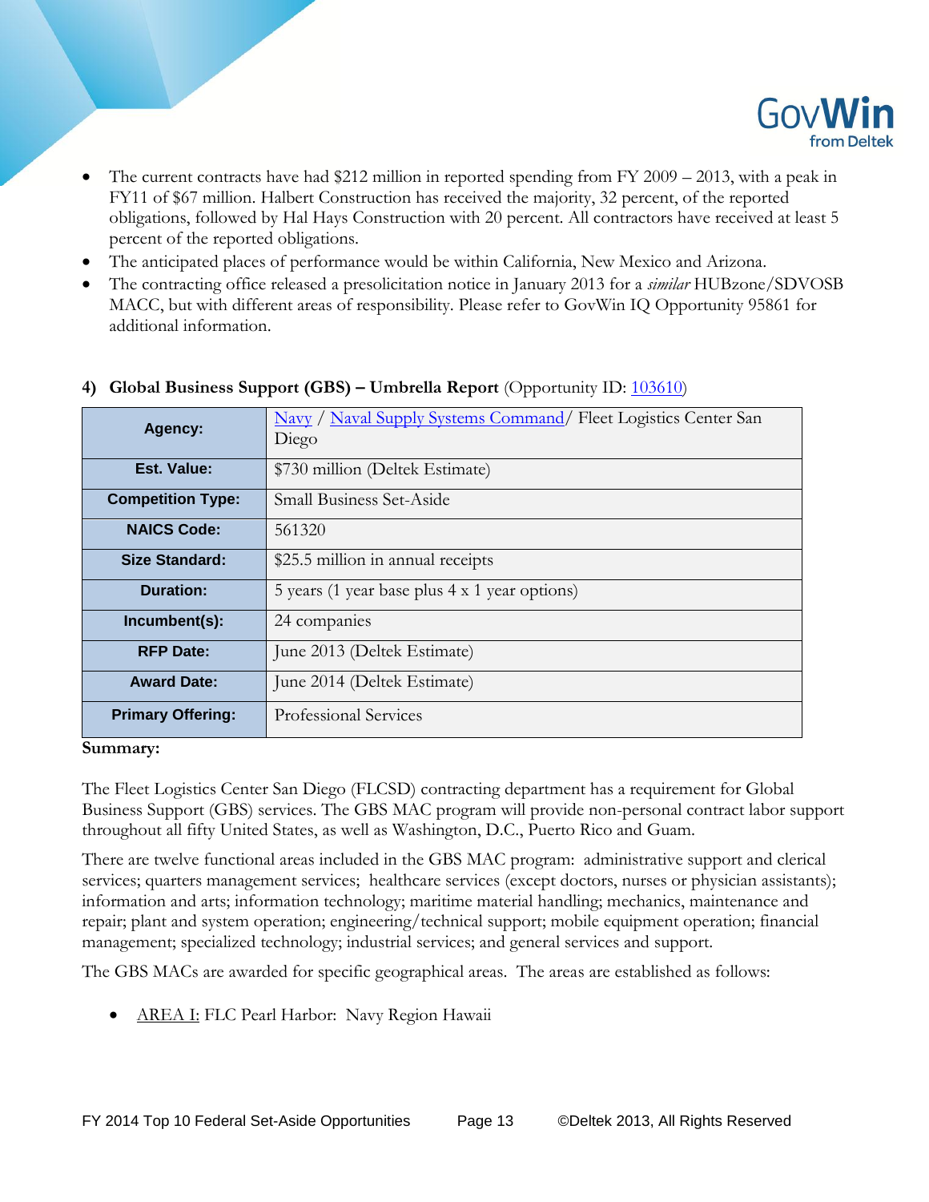- The current contracts have had $212 million in reported spending from FY 2009 – 2013, with a peak in FY11 of $67 million. Halbert Construction has received the majority, 32 percent, of the reported obligations, followed by Hal Hays Construction with 20 percent. All contractors have received at least 5 percent of the reported obligations.
- The anticipated places of performance would be within California, New Mexico and Arizona.
- The contracting office released a presolicitation notice in January 2013 for a *similar* HUBzone/SDVOSB MACC, but with different areas of responsibility. Please refer to GovWin IQ Opportunity 95861 for additional information.

### 4) **Global Business Support (GBS) – Umbrella Report** (Opportunity ID: 103610)

| | |
|---|---|
| **Agency:** | Navy / Naval Supply Systems Command/ Fleet Logistics Center San Diego |
| **Est. Value:** | $730 million (Deltek Estimate) |
| **Competition Type:** | Small Business Set-Aside |
| **NAICS Code:** | 561320 |
| **Size Standard:** | $25.5 million in annual receipts |
| **Duration:** | 5 years (1 year base plus 4 x 1 year options) |
| **Incumbent(s):** | 24 companies |
| **RFP Date:** | June 2013 (Deltek Estimate) |
| **Award Date:** | June 2014 (Deltek Estimate) |
| **Primary Offering:** | Professional Services |

**Summary:**

The Fleet Logistics Center San Diego (FLCSD) contracting department has a requirement for Global Business Support (GBS) services. The GBS MAC program will provide non-personal contract labor support throughout all fifty United States, as well as Washington, D.C., Puerto Rico and Guam.

There are twelve functional areas included in the GBS MAC program: administrative support and clerical services; quarters management services; healthcare services (except doctors, nurses or physician assistants); information and arts; information technology; maritime material handling; mechanics, maintenance and repair; plant and system operation; engineering/technical support; mobile equipment operation; financial management; specialized technology; industrial services; and general services and support.

The GBS MACs are awarded for specific geographical areas. The areas are established as follows:

- AREA I: FLC Pearl Harbor: Navy Region Hawaii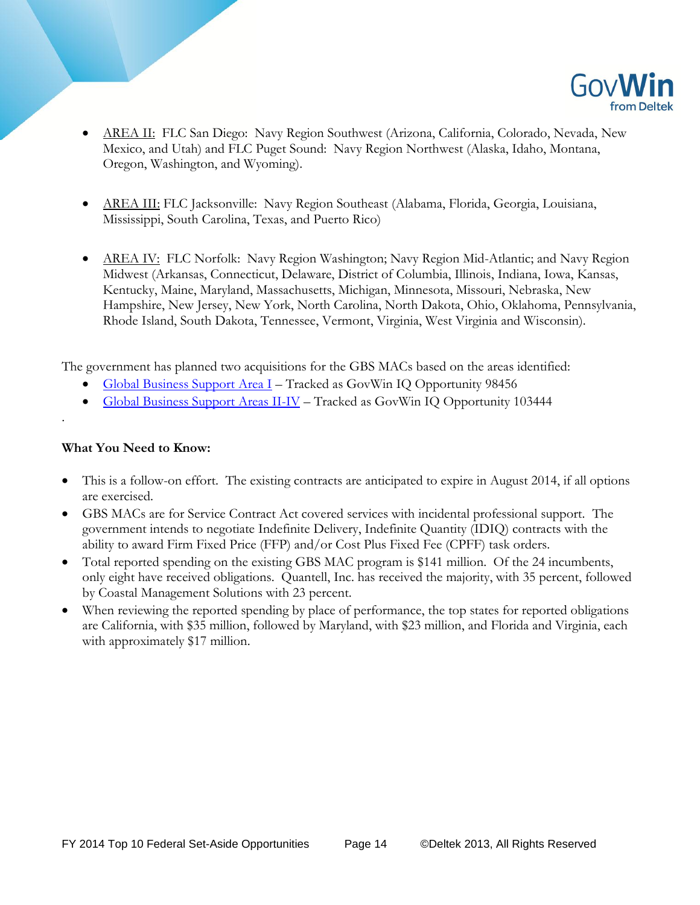- <u>AREA II:</u> FLC San Diego: Navy Region Southwest (Arizona, California, Colorado, Nevada, New Mexico, and Utah) and FLC Puget Sound: Navy Region Northwest (Alaska, Idaho, Montana, Oregon, Washington, and Wyoming).

- <u>AREA III:</u> FLC Jacksonville: Navy Region Southeast (Alabama, Florida, Georgia, Louisiana, Mississippi, South Carolina, Texas, and Puerto Rico)

- <u>AREA IV:</u> FLC Norfolk: Navy Region Washington; Navy Region Mid-Atlantic; and Navy Region Midwest (Arkansas, Connecticut, Delaware, District of Columbia, Illinois, Indiana, Iowa, Kansas, Kentucky, Maine, Maryland, Massachusetts, Michigan, Minnesota, Missouri, Nebraska, New Hampshire, New Jersey, New York, North Carolina, North Dakota, Ohio, Oklahoma, Pennsylvania, Rhode Island, South Dakota, Tennessee, Vermont, Virginia, West Virginia and Wisconsin).

The government has planned two acquisitions for the GBS MACs based on the areas identified:

- Global Business Support Area I – Tracked as GovWin IQ Opportunity 98456
- Global Business Support Areas II-IV – Tracked as GovWin IQ Opportunity 103444

.

**What You Need to Know:**

- This is a follow-on effort. The existing contracts are anticipated to expire in August 2014, if all options are exercised.
- GBS MACs are for Service Contract Act covered services with incidental professional support. The government intends to negotiate Indefinite Delivery, Indefinite Quantity (IDIQ) contracts with the ability to award Firm Fixed Price (FFP) and/or Cost Plus Fixed Fee (CPFF) task orders.
- Total reported spending on the existing GBS MAC program is $141 million. Of the 24 incumbents, only eight have received obligations. Quantell, Inc. has received the majority, with 35 percent, followed by Coastal Management Solutions with 23 percent.
- When reviewing the reported spending by place of performance, the top states for reported obligations are California, with $35 million, followed by Maryland, with $23 million, and Florida and Virginia, each with approximately $17 million.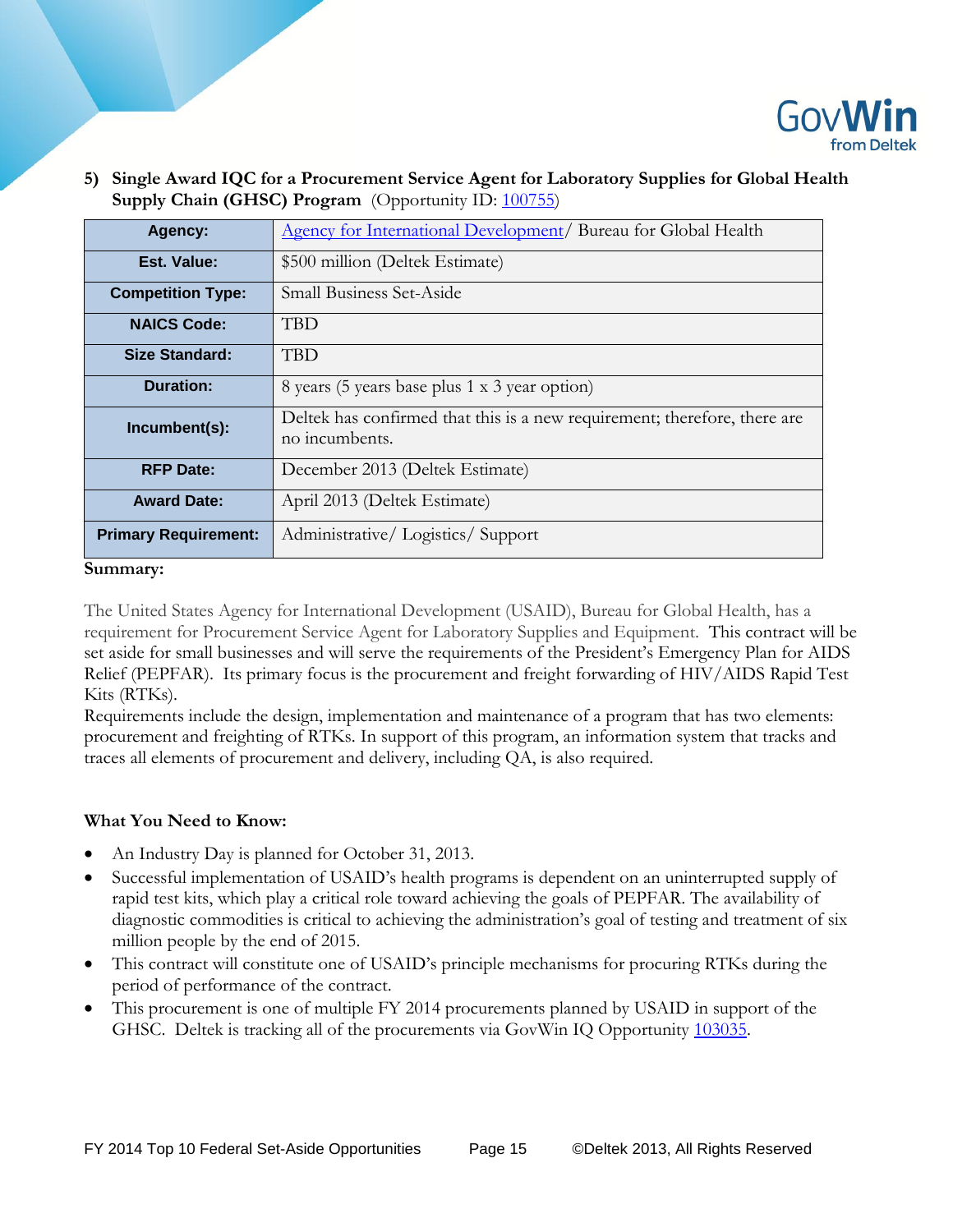### 5) Single Award IQC for a Procurement Service Agent for Laboratory Supplies for Global Health Supply Chain (GHSC) Program (Opportunity ID: 100755)

| Agency: | Agency for International Development/ Bureau for Global Health |
|---|---|
| Est. Value: | $500 million (Deltek Estimate) |
| Competition Type: | Small Business Set-Aside |
| NAICS Code: | TBD |
| Size Standard: | TBD |
| Duration: | 8 years (5 years base plus 1 x 3 year option) |
| Incumbent(s): | Deltek has confirmed that this is a new requirement; therefore, there are no incumbents. |
| RFP Date: | December 2013 (Deltek Estimate) |
| Award Date: | April 2013 (Deltek Estimate) |
| Primary Requirement: | Administrative/ Logistics/ Support |

**Summary:**

The United States Agency for International Development (USAID), Bureau for Global Health, has a requirement for Procurement Service Agent for Laboratory Supplies and Equipment. This contract will be set aside for small businesses and will serve the requirements of the President's Emergency Plan for AIDS Relief (PEPFAR). Its primary focus is the procurement and freight forwarding of HIV/AIDS Rapid Test Kits (RTKs).
Requirements include the design, implementation and maintenance of a program that has two elements: procurement and freighting of RTKs. In support of this program, an information system that tracks and traces all elements of procurement and delivery, including QA, is also required.

**What You Need to Know:**

- An Industry Day is planned for October 31, 2013.
- Successful implementation of USAID's health programs is dependent on an uninterrupted supply of rapid test kits, which play a critical role toward achieving the goals of PEPFAR. The availability of diagnostic commodities is critical to achieving the administration's goal of testing and treatment of six million people by the end of 2015.
- This contract will constitute one of USAID's principle mechanisms for procuring RTKs during the period of performance of the contract.
- This procurement is one of multiple FY 2014 procurements planned by USAID in support of the GHSC. Deltek is tracking all of the procurements via GovWin IQ Opportunity 103035.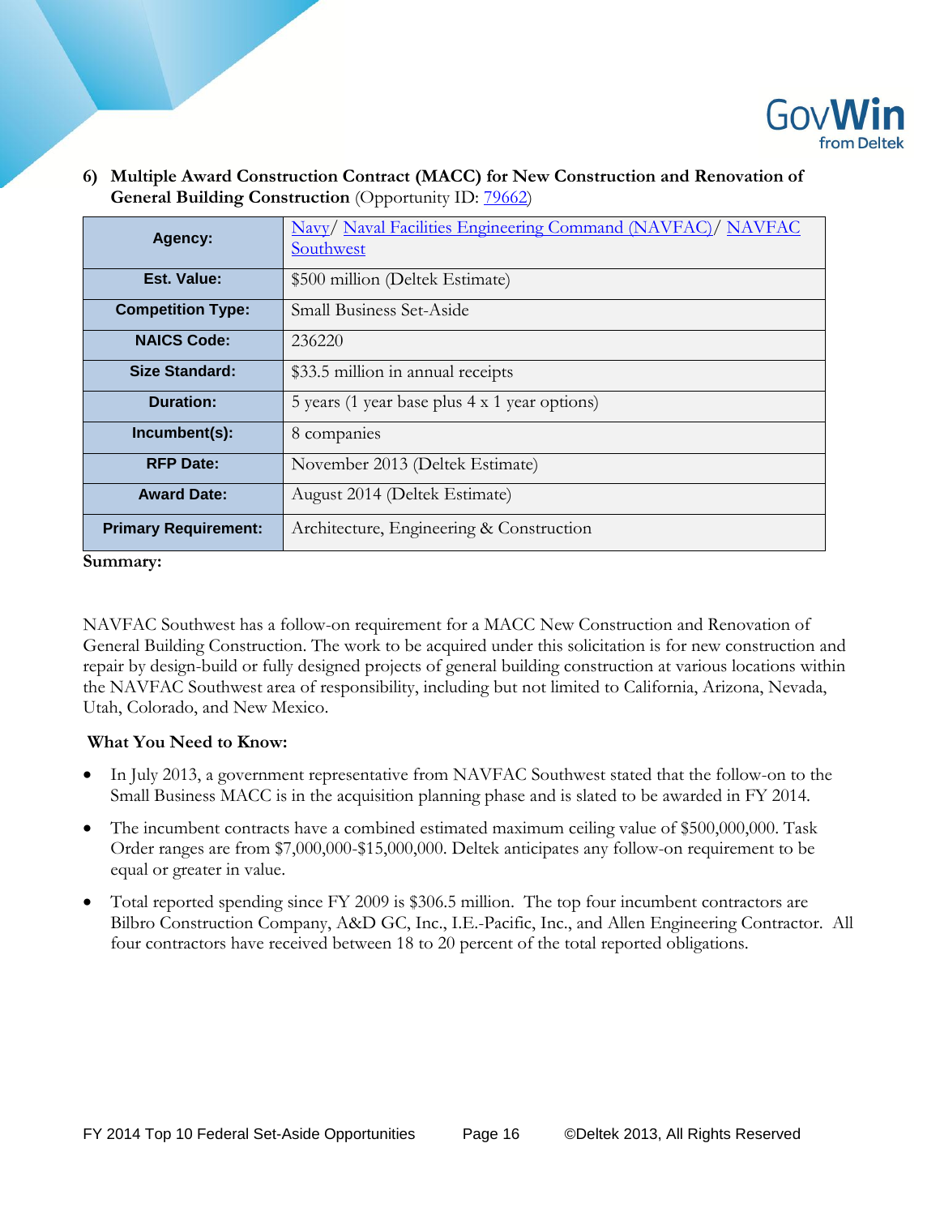### 6) Multiple Award Construction Contract (MACC) for New Construction and Renovation of General Building Construction (Opportunity ID: 79662)

| | |
|---|---|
| **Agency:** | Navy/ Naval Facilities Engineering Command (NAVFAC)/ NAVFAC Southwest |
| **Est. Value:** | $500 million (Deltek Estimate) |
| **Competition Type:** | Small Business Set-Aside |
| **NAICS Code:** | 236220 |
| **Size Standard:** | $33.5 million in annual receipts |
| **Duration:** | 5 years (1 year base plus 4 x 1 year options) |
| **Incumbent(s):** | 8 companies |
| **RFP Date:** | November 2013 (Deltek Estimate) |
| **Award Date:** | August 2014 (Deltek Estimate) |
| **Primary Requirement:** | Architecture, Engineering & Construction |

**Summary:**

NAVFAC Southwest has a follow-on requirement for a MACC New Construction and Renovation of General Building Construction. The work to be acquired under this solicitation is for new construction and repair by design-build or fully designed projects of general building construction at various locations within the NAVFAC Southwest area of responsibility, including but not limited to California, Arizona, Nevada, Utah, Colorado, and New Mexico.

**What You Need to Know:**

- In July 2013, a government representative from NAVFAC Southwest stated that the follow-on to the Small Business MACC is in the acquisition planning phase and is slated to be awarded in FY 2014.
- The incumbent contracts have a combined estimated maximum ceiling value of $500,000,000. Task Order ranges are from $7,000,000-$15,000,000. Deltek anticipates any follow-on requirement to be equal or greater in value.
- Total reported spending since FY 2009 is $306.5 million. The top four incumbent contractors are Bilbro Construction Company, A&D GC, Inc., I.E.-Pacific, Inc., and Allen Engineering Contractor. All four contractors have received between 18 to 20 percent of the total reported obligations.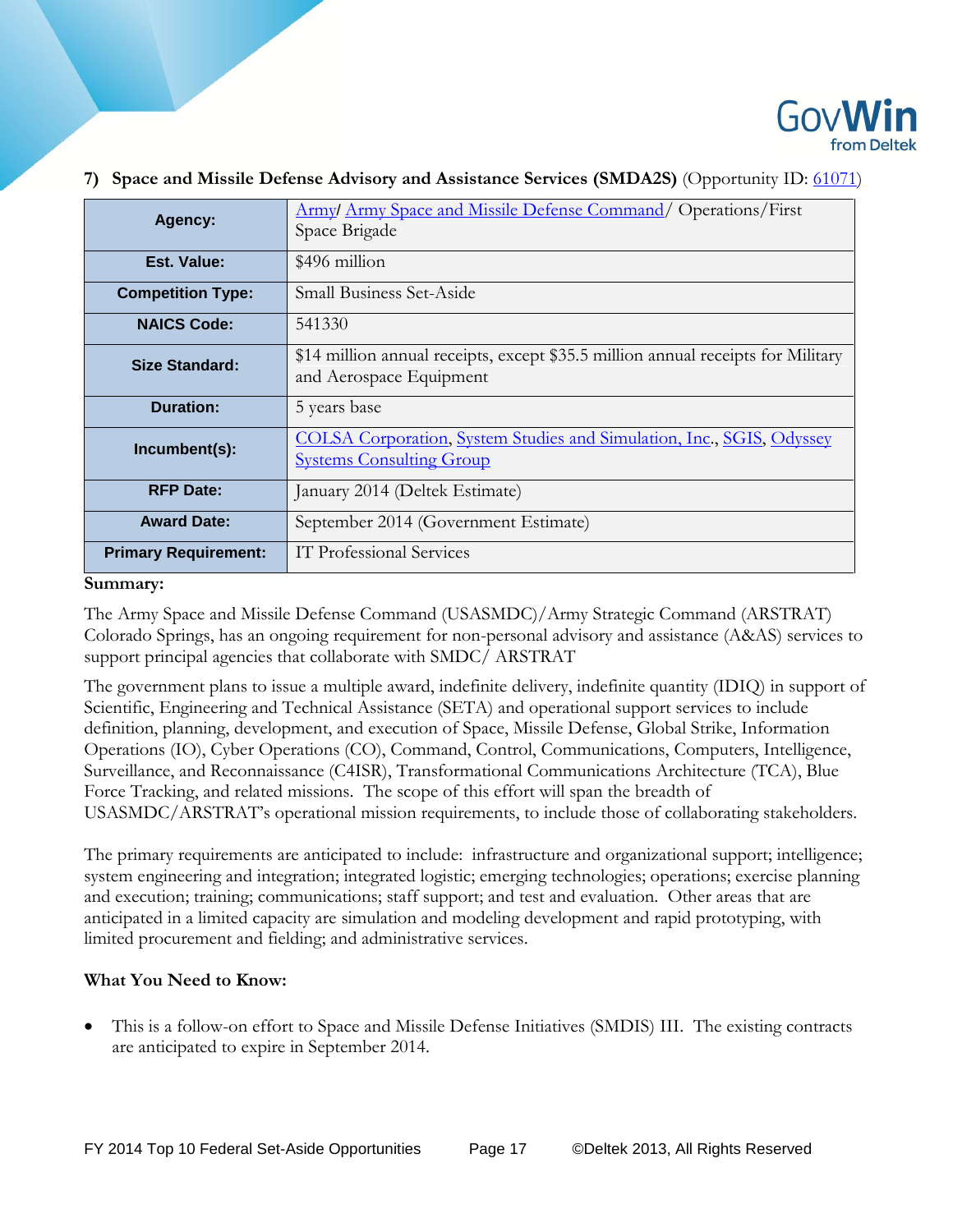**7) Space and Missile Defense Advisory and Assistance Services (SMDA2S)** (Opportunity ID: 61071)

| | |
|---|---|
| **Agency:** | Army/ Army Space and Missile Defense Command/ Operations/First Space Brigade |
| **Est. Value:** | $496 million |
| **Competition Type:** | Small Business Set-Aside |
| **NAICS Code:** | 541330 |
| **Size Standard:** | $14 million annual receipts, except $35.5 million annual receipts for Military and Aerospace Equipment |
| **Duration:** | 5 years base |
| **Incumbent(s):** | COLSA Corporation, System Studies and Simulation, Inc., SGIS, Odyssey Systems Consulting Group |
| **RFP Date:** | January 2014 (Deltek Estimate) |
| **Award Date:** | September 2014 (Government Estimate) |
| **Primary Requirement:** | IT Professional Services |

**Summary:**

The Army Space and Missile Defense Command (USASMDC)/Army Strategic Command (ARSTRAT) Colorado Springs, has an ongoing requirement for non-personal advisory and assistance (A&AS) services to support principal agencies that collaborate with SMDC/ ARSTRAT

The government plans to issue a multiple award, indefinite delivery, indefinite quantity (IDIQ) in support of Scientific, Engineering and Technical Assistance (SETA) and operational support services to include definition, planning, development, and execution of Space, Missile Defense, Global Strike, Information Operations (IO), Cyber Operations (CO), Command, Control, Communications, Computers, Intelligence, Surveillance, and Reconnaissance (C4ISR), Transformational Communications Architecture (TCA), Blue Force Tracking, and related missions. The scope of this effort will span the breadth of USASMDC/ARSTRAT's operational mission requirements, to include those of collaborating stakeholders.

The primary requirements are anticipated to include: infrastructure and organizational support; intelligence; system engineering and integration; integrated logistic; emerging technologies; operations; exercise planning and execution; training; communications; staff support; and test and evaluation. Other areas that are anticipated in a limited capacity are simulation and modeling development and rapid prototyping, with limited procurement and fielding; and administrative services.

**What You Need to Know:**

- This is a follow-on effort to Space and Missile Defense Initiatives (SMDIS) III. The existing contracts are anticipated to expire in September 2014.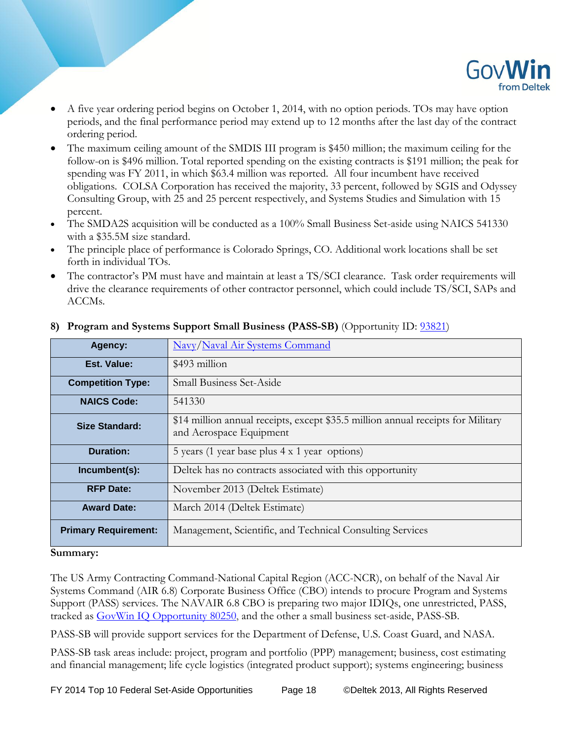- A five year ordering period begins on October 1, 2014, with no option periods. TOs may have option periods, and the final performance period may extend up to 12 months after the last day of the contract ordering period.
- The maximum ceiling amount of the SMDIS III program is $450 million; the maximum ceiling for the follow-on is $496 million. Total reported spending on the existing contracts is $191 million; the peak for spending was FY 2011, in which $63.4 million was reported. All four incumbent have received obligations. COLSA Corporation has received the majority, 33 percent, followed by SGIS and Odyssey Consulting Group, with 25 and 25 percent respectively, and Systems Studies and Simulation with 15 percent.
- The SMDA2S acquisition will be conducted as a 100% Small Business Set-aside using NAICS 541330 with a $35.5M size standard.
- The principle place of performance is Colorado Springs, CO. Additional work locations shall be set forth in individual TOs.
- The contractor's PM must have and maintain at least a TS/SCI clearance. Task order requirements will drive the clearance requirements of other contractor personnel, which could include TS/SCI, SAPs and ACCMs.

### 8) Program and Systems Support Small Business (PASS-SB) (Opportunity ID: 93821)

| Agency: | Navy/Naval Air Systems Command |
|---|---|
| Est. Value: | $493 million |
| Competition Type: | Small Business Set-Aside |
| NAICS Code: | 541330 |
| Size Standard: | $14 million annual receipts, except $35.5 million annual receipts for Military and Aerospace Equipment |
| Duration: | 5 years (1 year base plus 4 x 1 year options) |
| Incumbent(s): | Deltek has no contracts associated with this opportunity |
| RFP Date: | November 2013 (Deltek Estimate) |
| Award Date: | March 2014 (Deltek Estimate) |
| Primary Requirement: | Management, Scientific, and Technical Consulting Services |

**Summary:**

The US Army Contracting Command-National Capital Region (ACC-NCR), on behalf of the Naval Air Systems Command (AIR 6.8) Corporate Business Office (CBO) intends to procure Program and Systems Support (PASS) services. The NAVAIR 6.8 CBO is preparing two major IDIQs, one unrestricted, PASS, tracked as GovWin IQ Opportunity 80250, and the other a small business set-aside, PASS-SB.

PASS-SB will provide support services for the Department of Defense, U.S. Coast Guard, and NASA.

PASS-SB task areas include: project, program and portfolio (PPP) management; business, cost estimating and financial management; life cycle logistics (integrated product support); systems engineering; business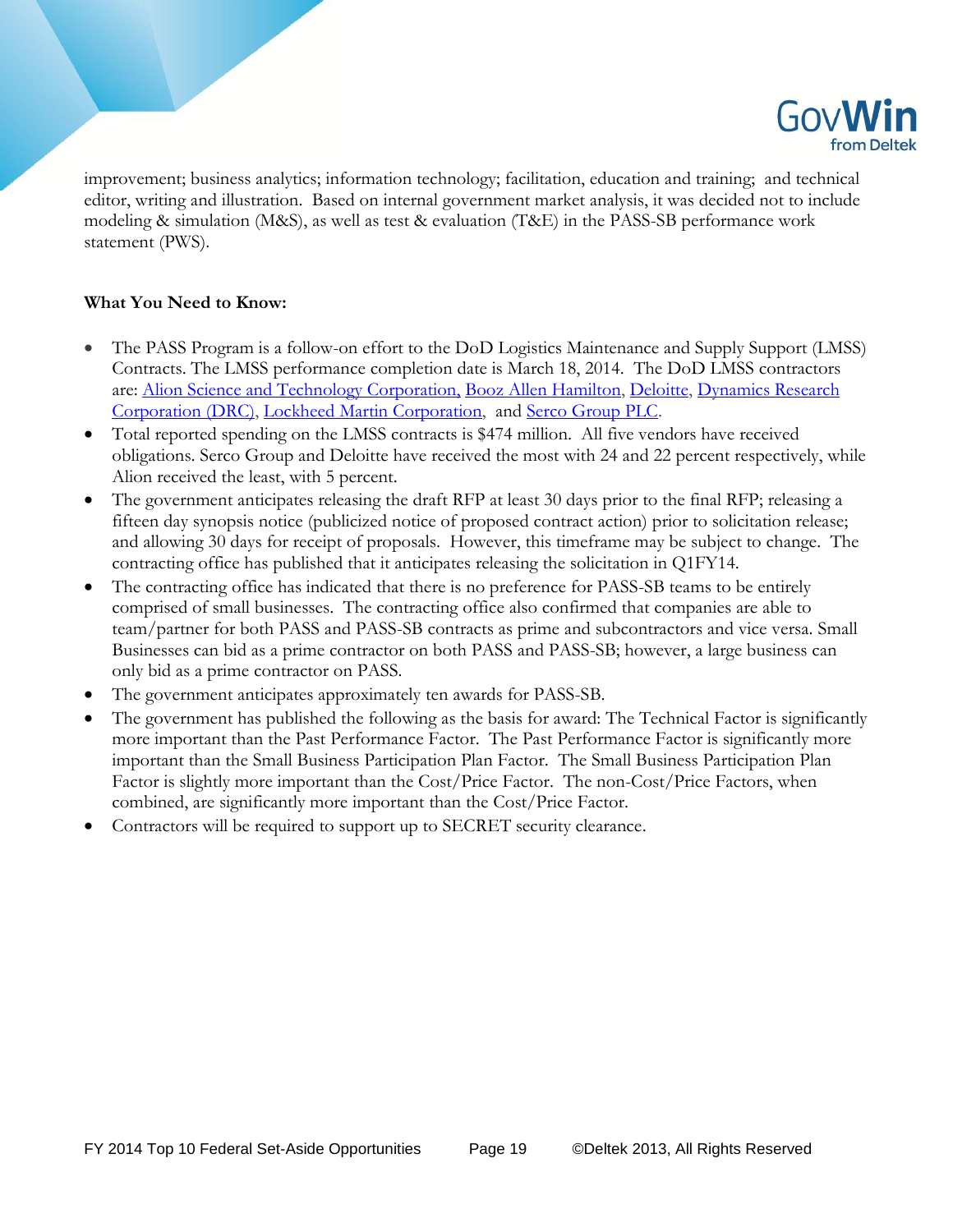improvement; business analytics; information technology; facilitation, education and training; and technical editor, writing and illustration. Based on internal government market analysis, it was decided not to include modeling & simulation (M&S), as well as test & evaluation (T&E) in the PASS-SB performance work statement (PWS).

**What You Need to Know:**

- The PASS Program is a follow-on effort to the DoD Logistics Maintenance and Supply Support (LMSS) Contracts. The LMSS performance completion date is March 18, 2014. The DoD LMSS contractors are: Alion Science and Technology Corporation, Booz Allen Hamilton, Deloitte, Dynamics Research Corporation (DRC), Lockheed Martin Corporation, and Serco Group PLC.
- Total reported spending on the LMSS contracts is $474 million. All five vendors have received obligations. Serco Group and Deloitte have received the most with 24 and 22 percent respectively, while Alion received the least, with 5 percent.
- The government anticipates releasing the draft RFP at least 30 days prior to the final RFP; releasing a fifteen day synopsis notice (publicized notice of proposed contract action) prior to solicitation release; and allowing 30 days for receipt of proposals. However, this timeframe may be subject to change. The contracting office has published that it anticipates releasing the solicitation in Q1FY14.
- The contracting office has indicated that there is no preference for PASS-SB teams to be entirely comprised of small businesses. The contracting office also confirmed that companies are able to team/partner for both PASS and PASS-SB contracts as prime and subcontractors and vice versa. Small Businesses can bid as a prime contractor on both PASS and PASS-SB; however, a large business can only bid as a prime contractor on PASS.
- The government anticipates approximately ten awards for PASS-SB.
- The government has published the following as the basis for award: The Technical Factor is significantly more important than the Past Performance Factor. The Past Performance Factor is significantly more important than the Small Business Participation Plan Factor. The Small Business Participation Plan Factor is slightly more important than the Cost/Price Factor. The non-Cost/Price Factors, when combined, are significantly more important than the Cost/Price Factor.
- Contractors will be required to support up to SECRET security clearance.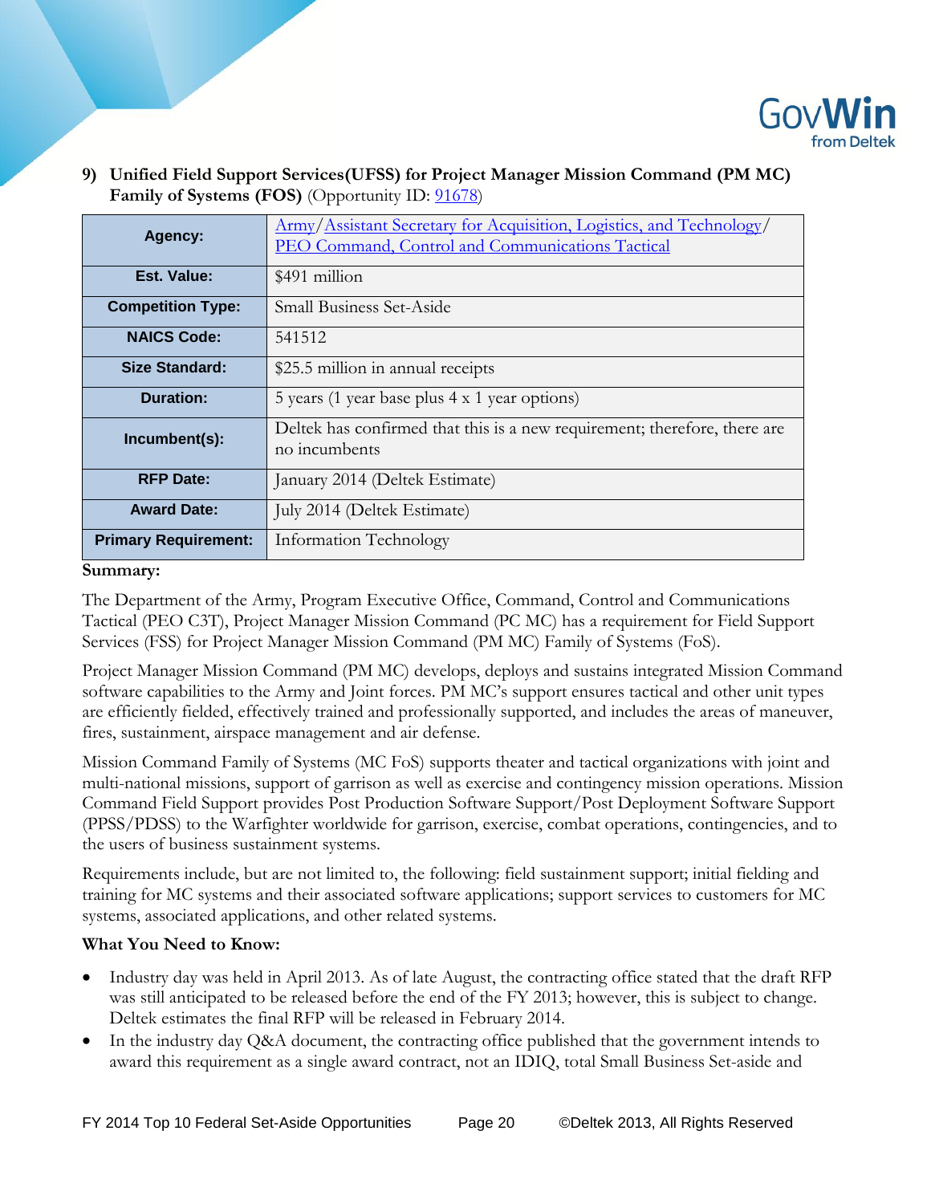**9) Unified Field Support Services(UFSS) for Project Manager Mission Command (PM MC) Family of Systems (FOS)** (Opportunity ID: 91678)

| Agency: | Army/Assistant Secretary for Acquisition, Logistics, and Technology/ PEO Command, Control and Communications Tactical |
|---|---|
| Est. Value: | $491 million |
| Competition Type: | Small Business Set-Aside |
| NAICS Code: | 541512 |
| Size Standard: | $25.5 million in annual receipts |
| Duration: | 5 years (1 year base plus 4 x 1 year options) |
| Incumbent(s): | Deltek has confirmed that this is a new requirement; therefore, there are no incumbents |
| RFP Date: | January 2014 (Deltek Estimate) |
| Award Date: | July 2014 (Deltek Estimate) |
| Primary Requirement: | Information Technology |

**Summary:**

The Department of the Army, Program Executive Office, Command, Control and Communications Tactical (PEO C3T), Project Manager Mission Command (PC MC) has a requirement for Field Support Services (FSS) for Project Manager Mission Command (PM MC) Family of Systems (FoS).

Project Manager Mission Command (PM MC) develops, deploys and sustains integrated Mission Command software capabilities to the Army and Joint forces. PM MC's support ensures tactical and other unit types are efficiently fielded, effectively trained and professionally supported, and includes the areas of maneuver, fires, sustainment, airspace management and air defense.

Mission Command Family of Systems (MC FoS) supports theater and tactical organizations with joint and multi-national missions, support of garrison as well as exercise and contingency mission operations. Mission Command Field Support provides Post Production Software Support/Post Deployment Software Support (PPSS/PDSS) to the Warfighter worldwide for garrison, exercise, combat operations, contingencies, and to the users of business sustainment systems.

Requirements include, but are not limited to, the following: field sustainment support; initial fielding and training for MC systems and their associated software applications; support services to customers for MC systems, associated applications, and other related systems.

**What You Need to Know:**

- Industry day was held in April 2013. As of late August, the contracting office stated that the draft RFP was still anticipated to be released before the end of the FY 2013; however, this is subject to change. Deltek estimates the final RFP will be released in February 2014.
- In the industry day Q&A document, the contracting office published that the government intends to award this requirement as a single award contract, not an IDIQ, total Small Business Set-aside and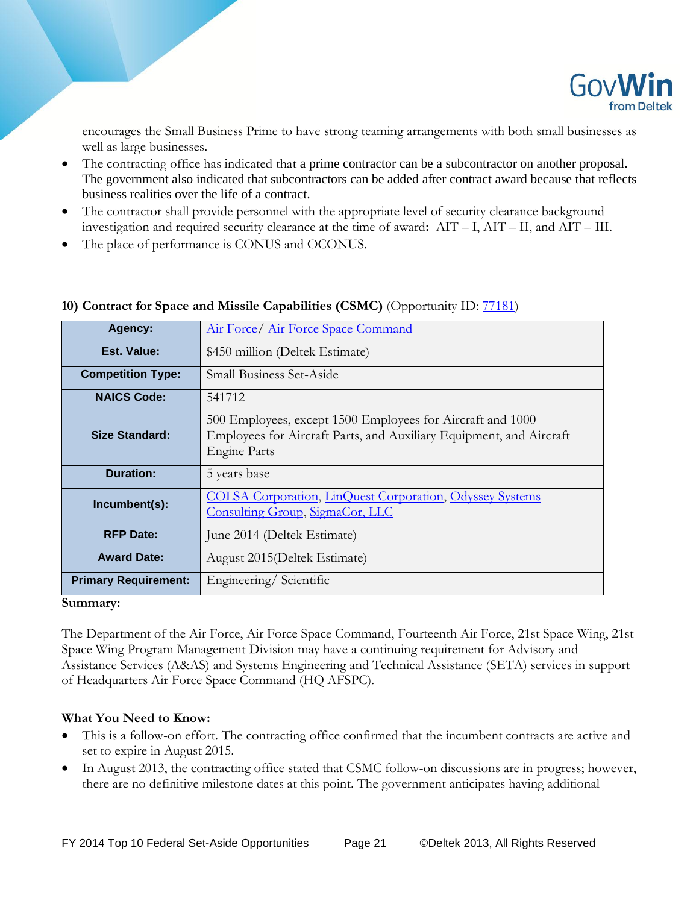encourages the Small Business Prime to have strong teaming arrangements with both small businesses as well as large businesses.

- The contracting office has indicated that a prime contractor can be a subcontractor on another proposal. The government also indicated that subcontractors can be added after contract award because that reflects business realities over the life of a contract.
- The contractor shall provide personnel with the appropriate level of security clearance background investigation and required security clearance at the time of award**:** AIT – I, AIT – II, and AIT – III.
- The place of performance is CONUS and OCONUS.

**10) Contract for Space and Missile Capabilities (CSMC)** (Opportunity ID: 77181)

| **Agency:** | Air Force/ Air Force Space Command |
|---|---|
| **Est. Value:** | $450 million (Deltek Estimate) |
| **Competition Type:** | Small Business Set-Aside |
| **NAICS Code:** | 541712 |
| **Size Standard:** | 500 Employees, except 1500 Employees for Aircraft and 1000 Employees for Aircraft Parts, and Auxiliary Equipment, and Aircraft Engine Parts |
| **Duration:** | 5 years base |
| **Incumbent(s):** | COLSA Corporation, LinQuest Corporation, Odyssey Systems Consulting Group, SigmaCor, LLC |
| **RFP Date:** | June 2014 (Deltek Estimate) |
| **Award Date:** | August 2015(Deltek Estimate) |
| **Primary Requirement:** | Engineering/ Scientific |

**Summary:**

The Department of the Air Force, Air Force Space Command, Fourteenth Air Force, 21st Space Wing, 21st Space Wing Program Management Division may have a continuing requirement for Advisory and Assistance Services (A&AS) and Systems Engineering and Technical Assistance (SETA) services in support of Headquarters Air Force Space Command (HQ AFSPC).

**What You Need to Know:**

- This is a follow-on effort. The contracting office confirmed that the incumbent contracts are active and set to expire in August 2015.
- In August 2013, the contracting office stated that CSMC follow-on discussions are in progress; however, there are no definitive milestone dates at this point. The government anticipates having additional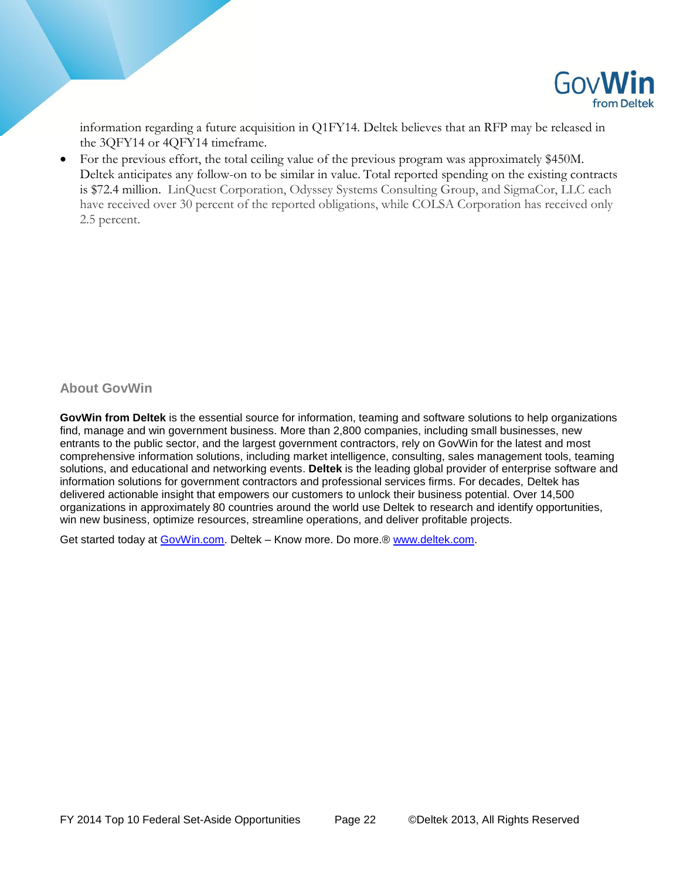information regarding a future acquisition in Q1FY14. Deltek believes that an RFP may be released in the 3QFY14 or 4QFY14 timeframe.

- For the previous effort, the total ceiling value of the previous program was approximately $450M. Deltek anticipates any follow-on to be similar in value. Total reported spending on the existing contracts is $72.4 million. LinQuest Corporation, Odyssey Systems Consulting Group, and SigmaCor, LLC each have received over 30 percent of the reported obligations, while COLSA Corporation has received only 2.5 percent.

## About GovWin

**GovWin from Deltek** is the essential source for information, teaming and software solutions to help organizations find, manage and win government business. More than 2,800 companies, including small businesses, new entrants to the public sector, and the largest government contractors, rely on GovWin for the latest and most comprehensive information solutions, including market intelligence, consulting, sales management tools, teaming solutions, and educational and networking events. **Deltek** is the leading global provider of enterprise software and information solutions for government contractors and professional services firms. For decades, Deltek has delivered actionable insight that empowers our customers to unlock their business potential. Over 14,500 organizations in approximately 80 countries around the world use Deltek to research and identify opportunities, win new business, optimize resources, streamline operations, and deliver profitable projects.

Get started today at GovWin.com. Deltek – Know more. Do more.® www.deltek.com.